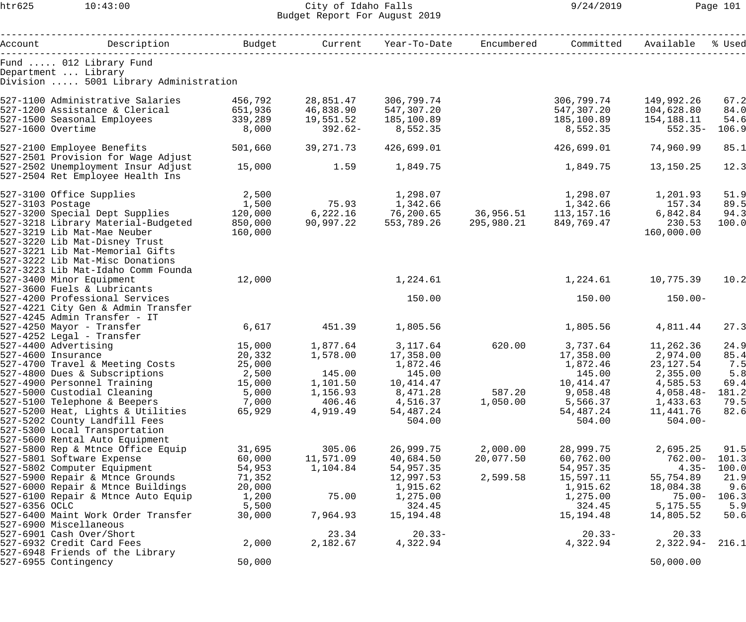City of Idaho Falls
Budget Report For August 2019

| Account | Description | Budget | Current | Year-To-Date | Encumbered | Committed | Available | % Used |
|---|---|---|---|---|---|---|---|---|

Fund ..... 012 Library Fund
Department ... Library
Division ..... 5001 Library Administration

| Account | Description | Budget | Current | Year-To-Date | Encumbered | Committed | Available | % Used |
|---|---|---|---|---|---|---|---|---|
| 527-1100 | Administrative Salaries | 456,792 | 28,851.47 | 306,799.74 | | 306,799.74 | 149,992.26 | 67.2 |
| 527-1200 | Assistance & Clerical | 651,936 | 46,838.90 | 547,307.20 | | 547,307.20 | 104,628.80 | 84.0 |
| 527-1500 | Seasonal Employees | 339,289 | 19,551.52 | 185,100.89 | | 185,100.89 | 154,188.11 | 54.6 |
| 527-1600 | Overtime | 8,000 | 392.62- | 8,552.35 | | 8,552.35 | 552.35- | 106.9 |
| 527-2100 | Employee Benefits | 501,660 | 39,271.73 | 426,699.01 | | 426,699.01 | 74,960.99 | 85.1 |
| 527-2501 | Provision for Wage Adjust | | | | | | | |
| 527-2502 | Unemployment Insur Adjust | 15,000 | 1.59 | 1,849.75 | | 1,849.75 | 13,150.25 | 12.3 |
| 527-2504 | Ret Employee Health Ins | | | | | | | |
| 527-3100 | Office Supplies | 2,500 | | 1,298.07 | | 1,298.07 | 1,201.93 | 51.9 |
| 527-3103 | Postage | 1,500 | 75.93 | 1,342.66 | | 1,342.66 | 157.34 | 89.5 |
| 527-3200 | Special Dept Supplies | 120,000 | 6,222.16 | 76,200.65 | 36,956.51 | 113,157.16 | 6,842.84 | 94.3 |
| 527-3218 | Library Material-Budgeted | 850,000 | 90,997.22 | 553,789.26 | 295,980.21 | 849,769.47 | 230.53 | 100.0 |
| 527-3219 | Lib Mat-Mae Neuber | 160,000 | | | | | 160,000.00 | |
| 527-3220 | Lib Mat-Disney Trust | | | | | | | |
| 527-3221 | Lib Mat-Memorial Gifts | | | | | | | |
| 527-3222 | Lib Mat-Misc Donations | | | | | | | |
| 527-3223 | Lib Mat-Idaho Comm Founda | | | | | | | |
| 527-3400 | Minor Equipment | 12,000 | | 1,224.61 | | 1,224.61 | 10,775.39 | 10.2 |
| 527-3600 | Fuels & Lubricants | | | | | | | |
| 527-4200 | Professional Services | | | 150.00 | | 150.00 | 150.00- | |
| 527-4221 | City Gen & Admin Transfer | | | | | | | |
| 527-4245 | Admin Transfer - IT | | | | | | | |
| 527-4250 | Mayor - Transfer | 6,617 | 451.39 | 1,805.56 | | 1,805.56 | 4,811.44 | 27.3 |
| 527-4252 | Legal - Transfer | | | | | | | |
| 527-4400 | Advertising | 15,000 | 1,877.64 | 3,117.64 | 620.00 | 3,737.64 | 11,262.36 | 24.9 |
| 527-4600 | Insurance | 20,332 | 1,578.00 | 17,358.00 | | 17,358.00 | 2,974.00 | 85.4 |
| 527-4700 | Travel & Meeting Costs | 25,000 | | 1,872.46 | | 1,872.46 | 23,127.54 | 7.5 |
| 527-4800 | Dues & Subscriptions | 2,500 | 145.00 | 145.00 | | 145.00 | 2,355.00 | 5.8 |
| 527-4900 | Personnel Training | 15,000 | 1,101.50 | 10,414.47 | | 10,414.47 | 4,585.53 | 69.4 |
| 527-5000 | Custodial Cleaning | 5,000 | 1,156.93 | 8,471.28 | 587.20 | 9,058.48 | 4,058.48- | 181.2 |
| 527-5100 | Telephone & Beepers | 7,000 | 406.46 | 4,516.37 | 1,050.00 | 5,566.37 | 1,433.63 | 79.5 |
| 527-5200 | Heat, Lights & Utilities | 65,929 | 4,919.49 | 54,487.24 | | 54,487.24 | 11,441.76 | 82.6 |
| 527-5202 | County Landfill Fees | | | 504.00 | | 504.00 | 504.00- | |
| 527-5300 | Local Transportation | | | | | | | |
| 527-5600 | Rental Auto Equipment | | | | | | | |
| 527-5800 | Rep & Mtnce Office Equip | 31,695 | 305.06 | 26,999.75 | 2,000.00 | 28,999.75 | 2,695.25 | 91.5 |
| 527-5801 | Software Expense | 60,000 | 11,571.09 | 40,684.50 | 20,077.50 | 60,762.00 | 762.00- | 101.3 |
| 527-5802 | Computer Equipment | 54,953 | 1,104.84 | 54,957.35 | | 54,957.35 | 4.35- | 100.0 |
| 527-5900 | Repair & Mtnce Grounds | 71,352 | | 12,997.53 | 2,599.58 | 15,597.11 | 55,754.89 | 21.9 |
| 527-6000 | Repair & Mtnce Buildings | 20,000 | | 1,915.62 | | 1,915.62 | 18,084.38 | 9.6 |
| 527-6100 | Repair & Mtnce Auto Equip | 1,200 | 75.00 | 1,275.00 | | 1,275.00 | 75.00- | 106.3 |
| 527-6356 | OCLC | 5,500 | | 324.45 | | 324.45 | 5,175.55 | 5.9 |
| 527-6400 | Maint Work Order Transfer | 30,000 | 7,964.93 | 15,194.48 | | 15,194.48 | 14,805.52 | 50.6 |
| 527-6900 | Miscellaneous | | | | | | | |
| 527-6901 | Cash Over/Short | | 23.34 | 20.33- | | 20.33- | 20.33 | |
| 527-6932 | Credit Card Fees | 2,000 | 2,182.67 | 4,322.94 | | 4,322.94 | 2,322.94- | 216.1 |
| 527-6948 | Friends of the Library | | | | | | | |
| 527-6955 | Contingency | 50,000 | | | | | 50,000.00 | |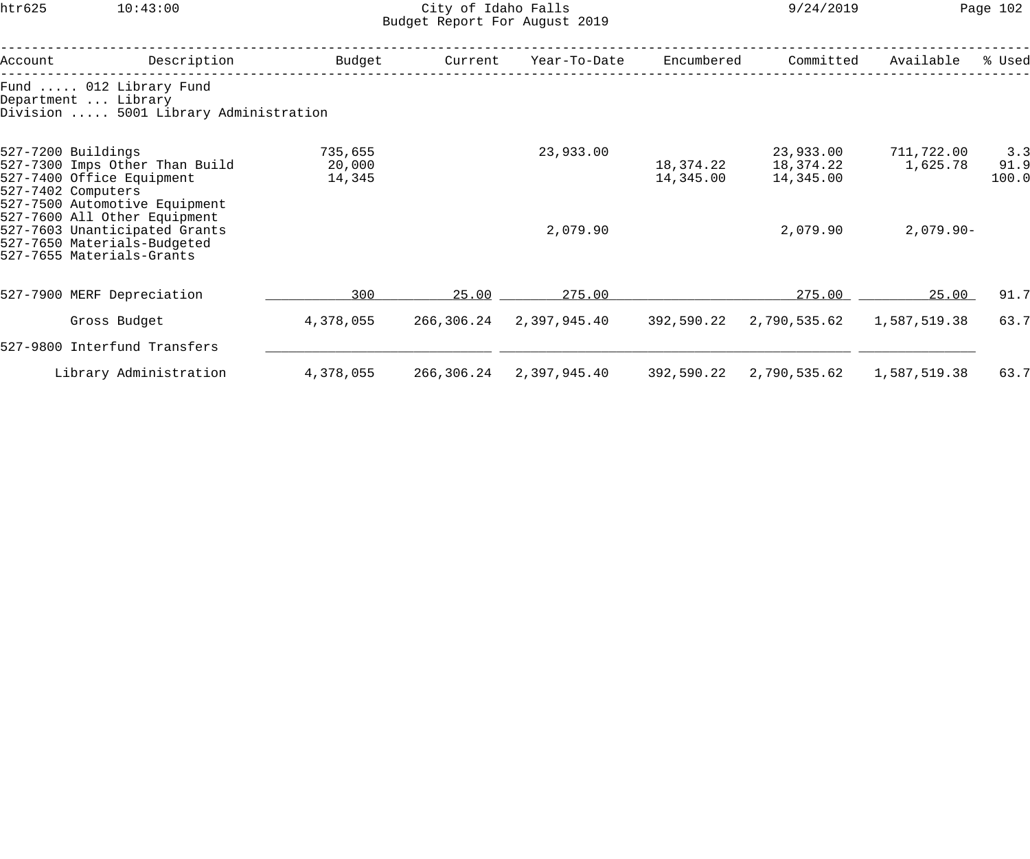City of Idaho Falls
Budget Report For August 2019

Fund ..... 012 Library Fund
Department ... Library
Division ..... 5001 Library Administration

| Account | Description | Budget | Current | Year-To-Date | Encumbered | Committed | Available | % Used |
|---|---|---|---|---|---|---|---|---|
| 527-7200 | Buildings | 735,655 | | 23,933.00 | | 23,933.00 | 711,722.00 | 3.3 |
| 527-7300 | Imps Other Than Build | 20,000 | | | 18,374.22 | 18,374.22 | 1,625.78 | 91.9 |
| 527-7400 | Office Equipment | 14,345 | | | 14,345.00 | 14,345.00 | | 100.0 |
| 527-7402 | Computers | | | | | | | |
| 527-7500 | Automotive Equipment | | | | | | | |
| 527-7600 | All Other Equipment | | | | | | | |
| 527-7603 | Unanticipated Grants | | | 2,079.90 | | 2,079.90 | 2,079.90- | |
| 527-7650 | Materials-Budgeted | | | | | | | |
| 527-7655 | Materials-Grants | | | | | | | |
| 527-7900 | MERF Depreciation | 300 | 25.00 | 275.00 | | 275.00 | 25.00 | 91.7 |
| | Gross Budget | 4,378,055 | 266,306.24 | 2,397,945.40 | 392,590.22 | 2,790,535.62 | 1,587,519.38 | 63.7 |
| 527-9800 | Interfund Transfers | | | | | | | |
| | Library Administration | 4,378,055 | 266,306.24 | 2,397,945.40 | 392,590.22 | 2,790,535.62 | 1,587,519.38 | 63.7 |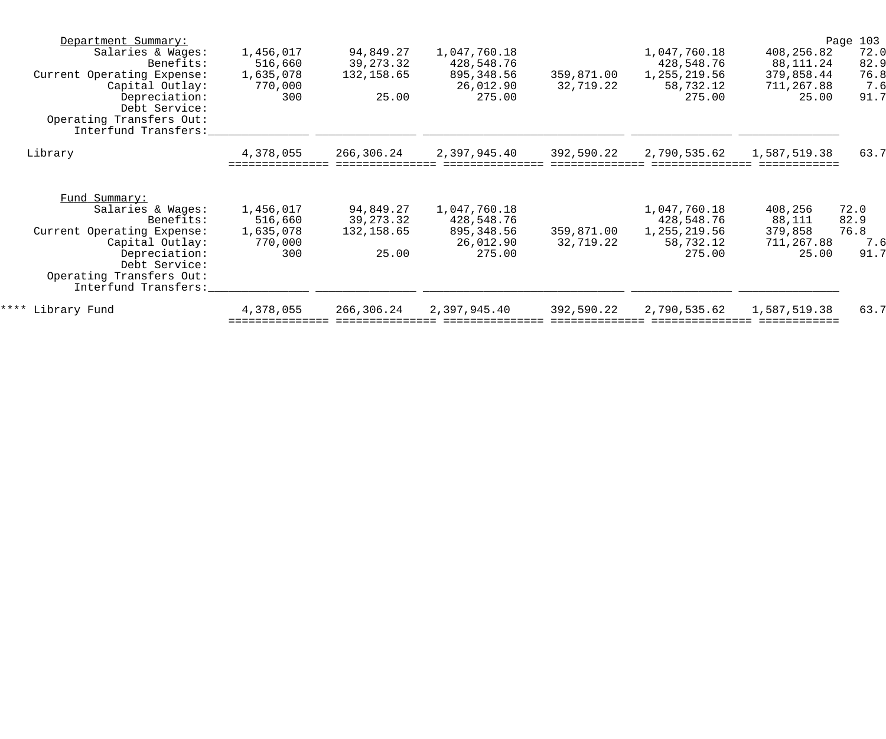| | | | | | | | |
|---|---|---|---|---|---|---|---|
| Department Summary: | | | | | | | |
| Salaries & Wages: | 1,456,017 | 94,849.27 | 1,047,760.18 | | 1,047,760.18 | 408,256.82 | 72.0 |
| Benefits: | 516,660 | 39,273.32 | 428,548.76 | | 428,548.76 | 88,111.24 | 82.9 |
| Current Operating Expense: | 1,635,078 | 132,158.65 | 895,348.56 | 359,871.00 | 1,255,219.56 | 379,858.44 | 76.8 |
| Capital Outlay: | 770,000 | | 26,012.90 | 32,719.22 | 58,732.12 | 711,267.88 | 7.6 |
| Depreciation: | 300 | 25.00 | 275.00 | | 275.00 | 25.00 | 91.7 |
| Debt Service: | | | | | | | |
| Operating Transfers Out: | | | | | | | |
| Interfund Transfers: | | | | | | | |
| Library | 4,378,055 | 266,306.24 | 2,397,945.40 | 392,590.22 | 2,790,535.62 | 1,587,519.38 | 63.7 |
| Fund Summary: | | | | | | | |
| Salaries & Wages: | 1,456,017 | 94,849.27 | 1,047,760.18 | | 1,047,760.18 | 408,256 | 72.0 |
| Benefits: | 516,660 | 39,273.32 | 428,548.76 | | 428,548.76 | 88,111 | 82.9 |
| Current Operating Expense: | 1,635,078 | 132,158.65 | 895,348.56 | 359,871.00 | 1,255,219.56 | 379,858 | 76.8 |
| Capital Outlay: | 770,000 | | 26,012.90 | 32,719.22 | 58,732.12 | 711,267.88 | 7.6 |
| Depreciation: | 300 | 25.00 | 275.00 | | 275.00 | 25.00 | 91.7 |
| Debt Service: | | | | | | | |
| Operating Transfers Out: | | | | | | | |
| Interfund Transfers: | | | | | | | |
| **** Library Fund | 4,378,055 | 266,306.24 | 2,397,945.40 | 392,590.22 | 2,790,535.62 | 1,587,519.38 | 63.7 |